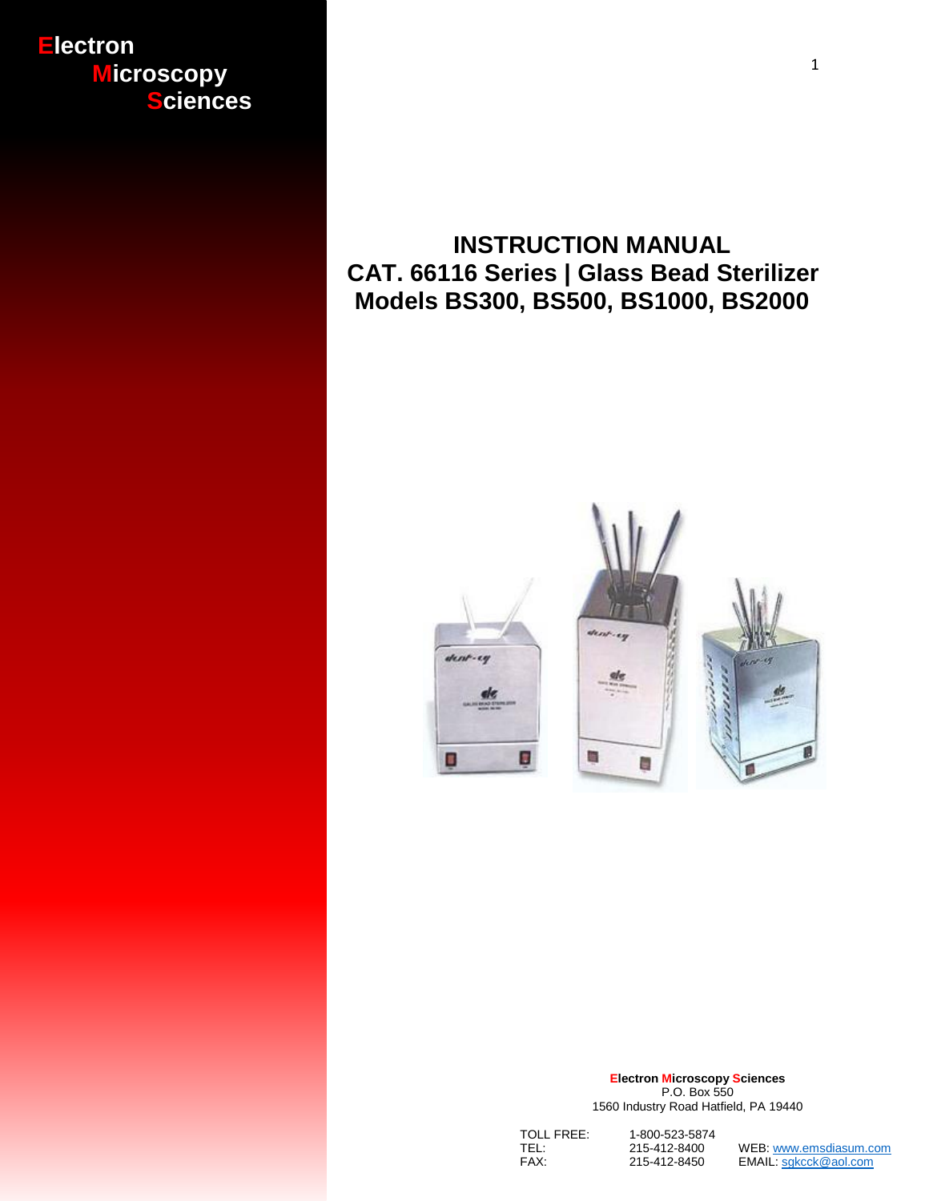**Electron Microscopy Sciences**

# INSTRUCTION MANUAL
# CAT. 66116 Series | Glass Bead Sterilizer
# Models BS300, BS500, BS1000, BS2000

**Electron Microscopy Sciences**
P.O. Box 550
1560 Industry Road Hatfield, PA 19440

TOLL FREE: 1-800-523-5874
TEL: 215-412-8400
FAX: 215-412-8450

WEB: www.emsdiasum.com
EMAIL: sgkcck@aol.com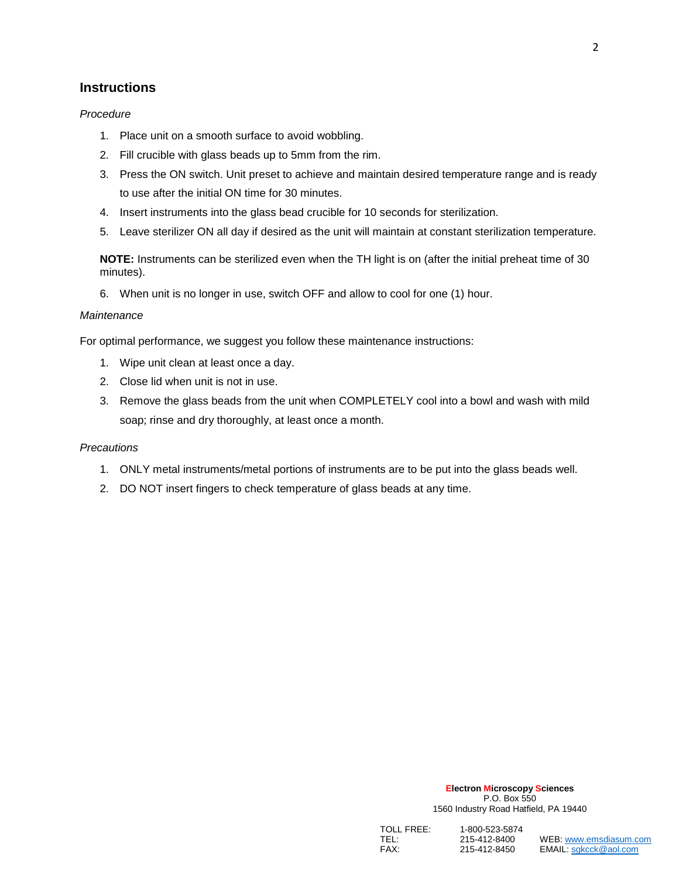## Instructions

*Procedure*

1. Place unit on a smooth surface to avoid wobbling.
2. Fill crucible with glass beads up to 5mm from the rim.
3. Press the ON switch. Unit preset to achieve and maintain desired temperature range and is ready to use after the initial ON time for 30 minutes.
4. Insert instruments into the glass bead crucible for 10 seconds for sterilization.
5. Leave sterilizer ON all day if desired as the unit will maintain at constant sterilization temperature.

**NOTE:** Instruments can be sterilized even when the TH light is on (after the initial preheat time of 30 minutes).

6. When unit is no longer in use, switch OFF and allow to cool for one (1) hour.

*Maintenance*

For optimal performance, we suggest you follow these maintenance instructions:

1. Wipe unit clean at least once a day.
2. Close lid when unit is not in use.
3. Remove the glass beads from the unit when COMPLETELY cool into a bowl and wash with mild soap; rinse and dry thoroughly, at least once a month.

*Precautions*

1. ONLY metal instruments/metal portions of instruments are to be put into the glass beads well.
2. DO NOT insert fingers to check temperature of glass beads at any time.

**Electron Microscopy Sciences**
P.O. Box 550
1560 Industry Road Hatfield, PA 19440

TOLL FREE: 1-800-523-5874
TEL: 215-412-8400
FAX: 215-412-8450
WEB: www.emsdiasum.com
EMAIL: sgkcck@aol.com